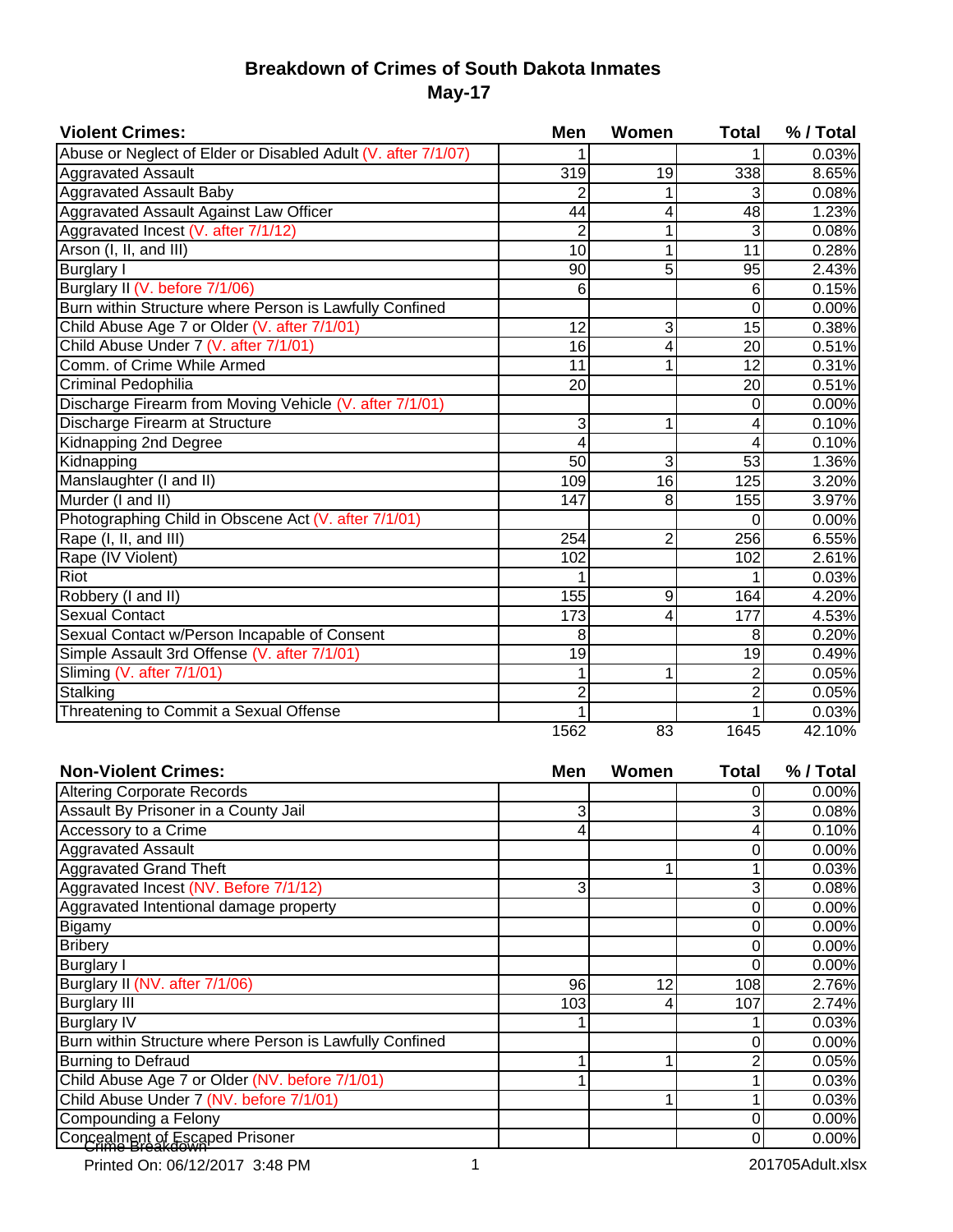# Breakdown of Crimes of South Dakota Inmates
## May-17

| Violent Crimes: | Men | Women | Total | % / Total |
|---|---|---|---|---|
| Abuse or Neglect of Elder or Disabled Adult (V. after 7/1/07) | 1 | | 1 | 0.03% |
| Aggravated Assault | 319 | 19 | 338 | 8.65% |
| Aggravated Assault Baby | 2 | 1 | 3 | 0.08% |
| Aggravated Assault Against Law Officer | 44 | 4 | 48 | 1.23% |
| Aggravated Incest (V. after 7/1/12) | 2 | 1 | 3 | 0.08% |
| Arson (I, II, and III) | 10 | 1 | 11 | 0.28% |
| Burglary I | 90 | 5 | 95 | 2.43% |
| Burglary II (V. before 7/1/06) | 6 | | 6 | 0.15% |
| Burn within Structure where Person is Lawfully Confined | | | 0 | 0.00% |
| Child Abuse Age 7 or Older (V. after 7/1/01) | 12 | 3 | 15 | 0.38% |
| Child Abuse Under 7 (V. after 7/1/01) | 16 | 4 | 20 | 0.51% |
| Comm. of Crime While Armed | 11 | 1 | 12 | 0.31% |
| Criminal Pedophilia | 20 | | 20 | 0.51% |
| Discharge Firearm from Moving Vehicle (V. after 7/1/01) | | | 0 | 0.00% |
| Discharge Firearm at Structure | 3 | 1 | 4 | 0.10% |
| Kidnapping 2nd Degree | 4 | | 4 | 0.10% |
| Kidnapping | 50 | 3 | 53 | 1.36% |
| Manslaughter (I and II) | 109 | 16 | 125 | 3.20% |
| Murder (I and II) | 147 | 8 | 155 | 3.97% |
| Photographing Child in Obscene Act (V. after 7/1/01) | | | 0 | 0.00% |
| Rape (I, II, and III) | 254 | 2 | 256 | 6.55% |
| Rape (IV Violent) | 102 | | 102 | 2.61% |
| Riot | 1 | | 1 | 0.03% |
| Robbery (I and II) | 155 | 9 | 164 | 4.20% |
| Sexual Contact | 173 | 4 | 177 | 4.53% |
| Sexual Contact w/Person Incapable of Consent | 8 | | 8 | 0.20% |
| Simple Assault 3rd Offense (V. after 7/1/01) | 19 | | 19 | 0.49% |
| Sliming (V. after 7/1/01) | 1 | 1 | 2 | 0.05% |
| Stalking | 2 | | 2 | 0.05% |
| Threatening to Commit a Sexual Offense | 1 | | 1 | 0.03% |
| | 1562 | 83 | 1645 | 42.10% |

| Non-Violent Crimes: | Men | Women | Total | % / Total |
|---|---|---|---|---|
| Altering Corporate Records | | | 0 | 0.00% |
| Assault By Prisoner in a County Jail | 3 | | 3 | 0.08% |
| Accessory to a Crime | 4 | | 4 | 0.10% |
| Aggravated Assault | | | 0 | 0.00% |
| Aggravated Grand Theft | | 1 | 1 | 0.03% |
| Aggravated Incest (NV. Before 7/1/12) | 3 | | 3 | 0.08% |
| Aggravated Intentional damage property | | | 0 | 0.00% |
| Bigamy | | | 0 | 0.00% |
| Bribery | | | 0 | 0.00% |
| Burglary I | | | 0 | 0.00% |
| Burglary II (NV. after 7/1/06) | 96 | 12 | 108 | 2.76% |
| Burglary III | 103 | 4 | 107 | 2.74% |
| Burglary IV | 1 | | 1 | 0.03% |
| Burn within Structure where Person is Lawfully Confined | | | 0 | 0.00% |
| Burning to Defraud | 1 | 1 | 2 | 0.05% |
| Child Abuse Age 7 or Older (NV. before 7/1/01) | 1 | | 1 | 0.03% |
| Child Abuse Under 7 (NV. before 7/1/01) | | 1 | 1 | 0.03% |
| Compounding a Felony | | | 0 | 0.00% |
| Concealment of Escaped Prisoner | | | 0 | 0.00% |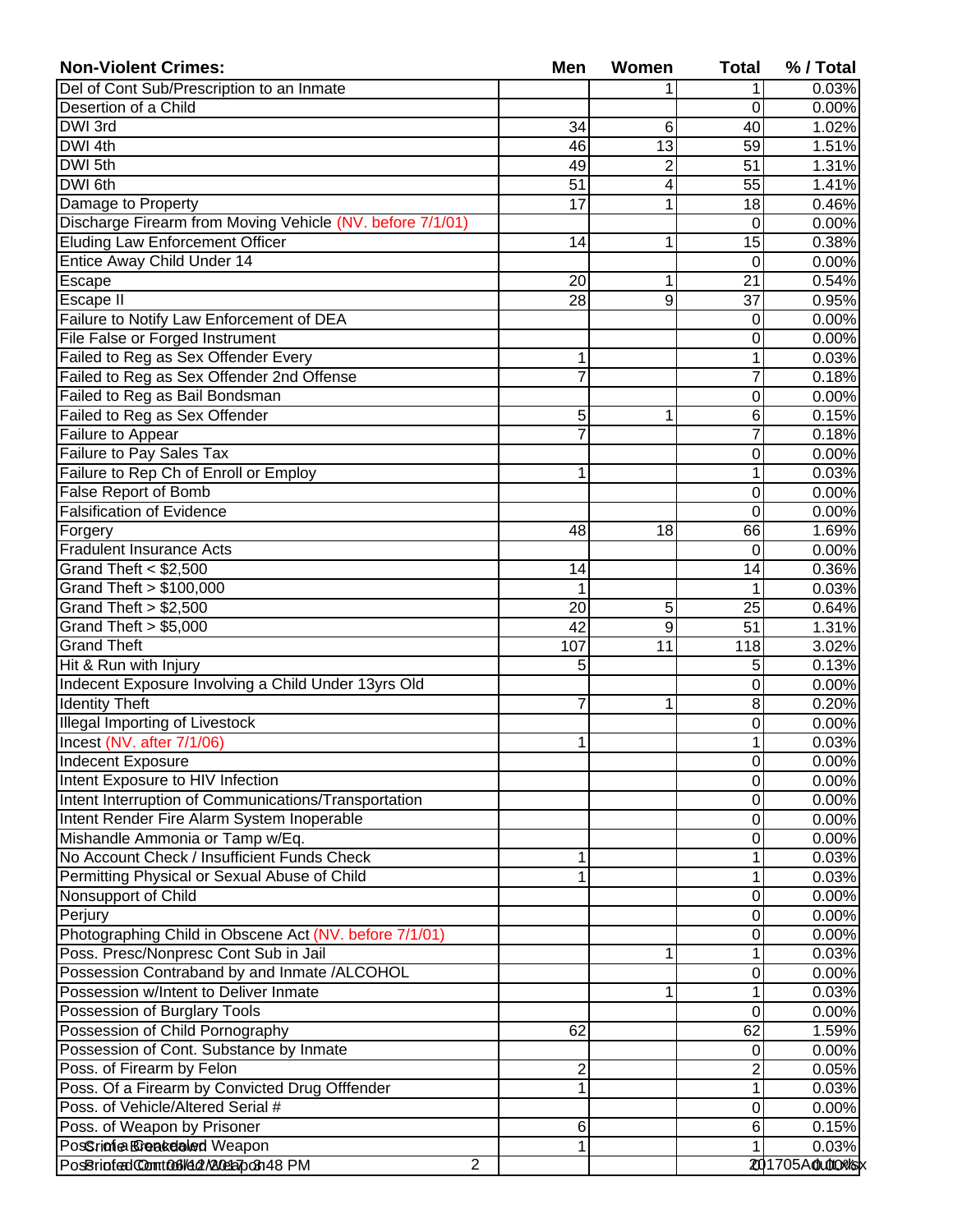| Non-Violent Crimes: | Men | Women | Total | % / Total |
|---|---|---|---|---|
| Del of Cont Sub/Prescription to an Inmate | | 1 | 1 | 0.03% |
| Desertion of a Child | | | 0 | 0.00% |
| DWI 3rd | 34 | 6 | 40 | 1.02% |
| DWI 4th | 46 | 13 | 59 | 1.51% |
| DWI 5th | 49 | 2 | 51 | 1.31% |
| DWI 6th | 51 | 4 | 55 | 1.41% |
| Damage to Property | 17 | 1 | 18 | 0.46% |
| Discharge Firearm from Moving Vehicle (NV. before 7/1/01) | | | 0 | 0.00% |
| Eluding Law Enforcement Officer | 14 | 1 | 15 | 0.38% |
| Entice Away Child Under 14 | | | 0 | 0.00% |
| Escape | 20 | 1 | 21 | 0.54% |
| Escape II | 28 | 9 | 37 | 0.95% |
| Failure to Notify Law Enforcement of DEA | | | 0 | 0.00% |
| File False or Forged Instrument | | | 0 | 0.00% |
| Failed to Reg as Sex Offender Every | 1 | | 1 | 0.03% |
| Failed to Reg as Sex Offender 2nd Offense | 7 | | 7 | 0.18% |
| Failed to Reg as Bail Bondsman | | | 0 | 0.00% |
| Failed to Reg as Sex Offender | 5 | 1 | 6 | 0.15% |
| Failure to Appear | 7 | | 7 | 0.18% |
| Failure to Pay Sales Tax | | | 0 | 0.00% |
| Failure to Rep Ch of Enroll or Employ | 1 | | 1 | 0.03% |
| False Report of Bomb | | | 0 | 0.00% |
| Falsification of Evidence | | | 0 | 0.00% |
| Forgery | 48 | 18 | 66 | 1.69% |
| Fradulent Insurance Acts | | | 0 | 0.00% |
| Grand Theft < $2,500 | 14 | | 14 | 0.36% |
| Grand Theft > $100,000 | 1 | | 1 | 0.03% |
| Grand Theft > $2,500 | 20 | 5 | 25 | 0.64% |
| Grand Theft > $5,000 | 42 | 9 | 51 | 1.31% |
| Grand Theft | 107 | 11 | 118 | 3.02% |
| Hit & Run with Injury | 5 | | 5 | 0.13% |
| Indecent Exposure Involving a Child Under 13yrs Old | | | 0 | 0.00% |
| Identity Theft | 7 | 1 | 8 | 0.20% |
| Illegal Importing of Livestock | | | 0 | 0.00% |
| Incest (NV. after 7/1/06) | 1 | | 1 | 0.03% |
| Indecent Exposure | | | 0 | 0.00% |
| Intent Exposure to HIV Infection | | | 0 | 0.00% |
| Intent Interruption of Communications/Transportation | | | 0 | 0.00% |
| Intent Render Fire Alarm System Inoperable | | | 0 | 0.00% |
| Mishandle Ammonia or Tamp w/Eq. | | | 0 | 0.00% |
| No Account Check / Insufficient Funds Check | 1 | | 1 | 0.03% |
| Permitting Physical or Sexual Abuse of Child | 1 | | 1 | 0.03% |
| Nonsupport of Child | | | 0 | 0.00% |
| Perjury | | | 0 | 0.00% |
| Photographing Child in Obscene Act (NV. before 7/1/01) | | | 0 | 0.00% |
| Poss. Presc/Nonpresc Cont Sub in Jail | | 1 | 1 | 0.03% |
| Possession Contraband by and Inmate /ALCOHOL | | | 0 | 0.00% |
| Possession w/Intent to Deliver Inmate | | 1 | 1 | 0.03% |
| Possession of Burglary Tools | | | 0 | 0.00% |
| Possession of Child Pornography | 62 | | 62 | 1.59% |
| Possession of Cont. Substance by Inmate | | | 0 | 0.00% |
| Poss. of Firearm by Felon | 2 | | 2 | 0.05% |
| Poss. Of a Firearm by Convicted Drug Offfender | 1 | | 1 | 0.03% |
| Poss. of Vehicle/Altered Serial # | | | 0 | 0.00% |
| Poss. of Weapon by Prisoner | 6 | | 6 | 0.15% |
| Poss. of a Concealed Weapon | 1 | | 1 | 0.03% |
| Poss. of Cont. Weapon | | | 0 | 0.00% |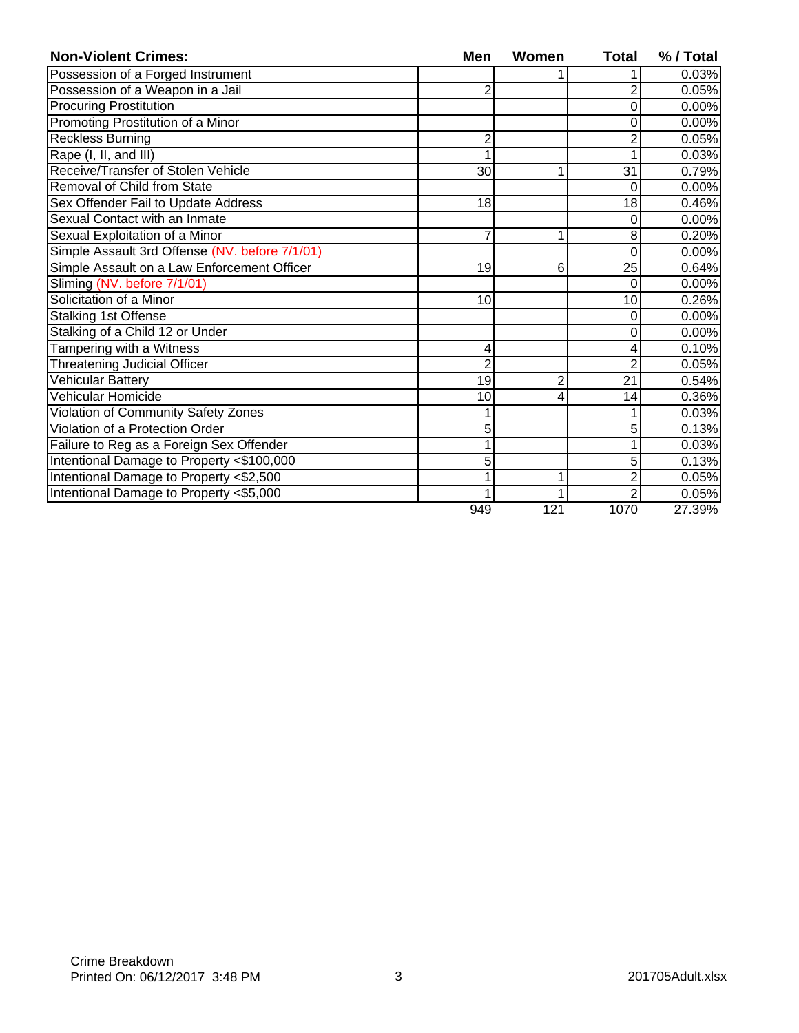| Non-Violent Crimes: | Men | Women | Total | % / Total |
|---|---|---|---|---|
| Possession of a Forged Instrument | | 1 | 1 | 0.03% |
| Possession of a Weapon in a Jail | 2 | | 2 | 0.05% |
| Procuring Prostitution | | | 0 | 0.00% |
| Promoting Prostitution of a Minor | | | 0 | 0.00% |
| Reckless Burning | 2 | | 2 | 0.05% |
| Rape (I, II, and III) | 1 | | 1 | 0.03% |
| Receive/Transfer of Stolen Vehicle | 30 | 1 | 31 | 0.79% |
| Removal of Child from State | | | 0 | 0.00% |
| Sex Offender Fail to Update Address | 18 | | 18 | 0.46% |
| Sexual Contact with an Inmate | | | 0 | 0.00% |
| Sexual Exploitation of a Minor | 7 | 1 | 8 | 0.20% |
| Simple Assault 3rd Offense (NV. before 7/1/01) | | | 0 | 0.00% |
| Simple Assault on a Law Enforcement Officer | 19 | 6 | 25 | 0.64% |
| Sliming (NV. before 7/1/01) | | | 0 | 0.00% |
| Solicitation of a Minor | 10 | | 10 | 0.26% |
| Stalking 1st Offense | | | 0 | 0.00% |
| Stalking of a Child 12 or Under | | | 0 | 0.00% |
| Tampering with a Witness | 4 | | 4 | 0.10% |
| Threatening Judicial Officer | 2 | | 2 | 0.05% |
| Vehicular Battery | 19 | 2 | 21 | 0.54% |
| Vehicular Homicide | 10 | 4 | 14 | 0.36% |
| Violation of Community Safety Zones | 1 | | 1 | 0.03% |
| Violation of a Protection Order | 5 | | 5 | 0.13% |
| Failure to Reg as a Foreign Sex Offender | 1 | | 1 | 0.03% |
| Intentional Damage to Property <$100,000 | 5 | | 5 | 0.13% |
| Intentional Damage to Property <$2,500 | 1 | 1 | 2 | 0.05% |
| Intentional Damage to Property <$5,000 | 1 | 1 | 2 | 0.05% |
| | 949 | 121 | 1070 | 27.39% |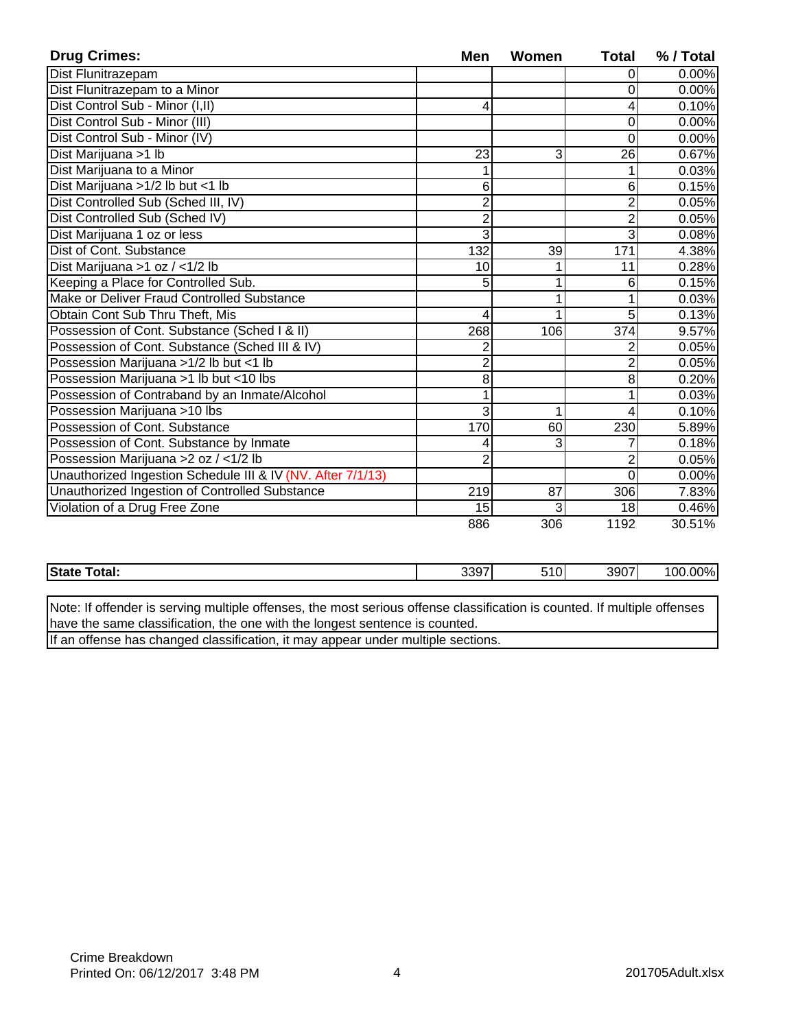| Drug Crimes: | Men | Women | Total | % / Total |
|---|---|---|---|---|
| Dist Flunitrazepam | | | 0 | 0.00% |
| Dist Flunitrazepam to a Minor | | | 0 | 0.00% |
| Dist Control Sub - Minor (I,II) | 4 | | 4 | 0.10% |
| Dist Control Sub - Minor (III) | | | 0 | 0.00% |
| Dist Control Sub - Minor (IV) | | | 0 | 0.00% |
| Dist Marijuana >1 lb | 23 | 3 | 26 | 0.67% |
| Dist Marijuana to a Minor | 1 | | 1 | 0.03% |
| Dist Marijuana >1/2 lb but <1 lb | 6 | | 6 | 0.15% |
| Dist Controlled Sub (Sched III, IV) | 2 | | 2 | 0.05% |
| Dist Controlled Sub (Sched IV) | 2 | | 2 | 0.05% |
| Dist Marijuana 1 oz or less | 3 | | 3 | 0.08% |
| Dist of Cont. Substance | 132 | 39 | 171 | 4.38% |
| Dist Marijuana >1 oz / <1/2 lb | 10 | 1 | 11 | 0.28% |
| Keeping a Place for Controlled Sub. | 5 | 1 | 6 | 0.15% |
| Make or Deliver Fraud Controlled Substance | | 1 | 1 | 0.03% |
| Obtain Cont Sub Thru Theft, Mis | 4 | 1 | 5 | 0.13% |
| Possession of Cont. Substance (Sched I & II) | 268 | 106 | 374 | 9.57% |
| Possession of Cont. Substance (Sched III & IV) | 2 | | 2 | 0.05% |
| Possession Marijuana >1/2 lb but <1 lb | 2 | | 2 | 0.05% |
| Possession Marijuana >1 lb but <10 lbs | 8 | | 8 | 0.20% |
| Possession of Contraband by an Inmate/Alcohol | 1 | | 1 | 0.03% |
| Possession Marijuana >10 lbs | 3 | 1 | 4 | 0.10% |
| Possession of Cont. Substance | 170 | 60 | 230 | 5.89% |
| Possession of Cont. Substance by Inmate | 4 | 3 | 7 | 0.18% |
| Possession Marijuana >2 oz / <1/2 lb | 2 | | 2 | 0.05% |
| Unauthorized Ingestion Schedule III & IV (NV. After 7/1/13) | | | 0 | 0.00% |
| Unauthorized Ingestion of Controlled Substance | 219 | 87 | 306 | 7.83% |
| Violation of a Drug Free Zone | 15 | 3 | 18 | 0.46% |
| | 886 | 306 | 1192 | 30.51% |

| | | | | |
|---|---|---|---|---|
| **State Total:** | 3397 | 510 | 3907 | 100.00% |

Note: If offender is serving multiple offenses, the most serious offense classification is counted. If multiple offenses have the same classification, the one with the longest sentence is counted.
If an offense has changed classification, it may appear under multiple sections.